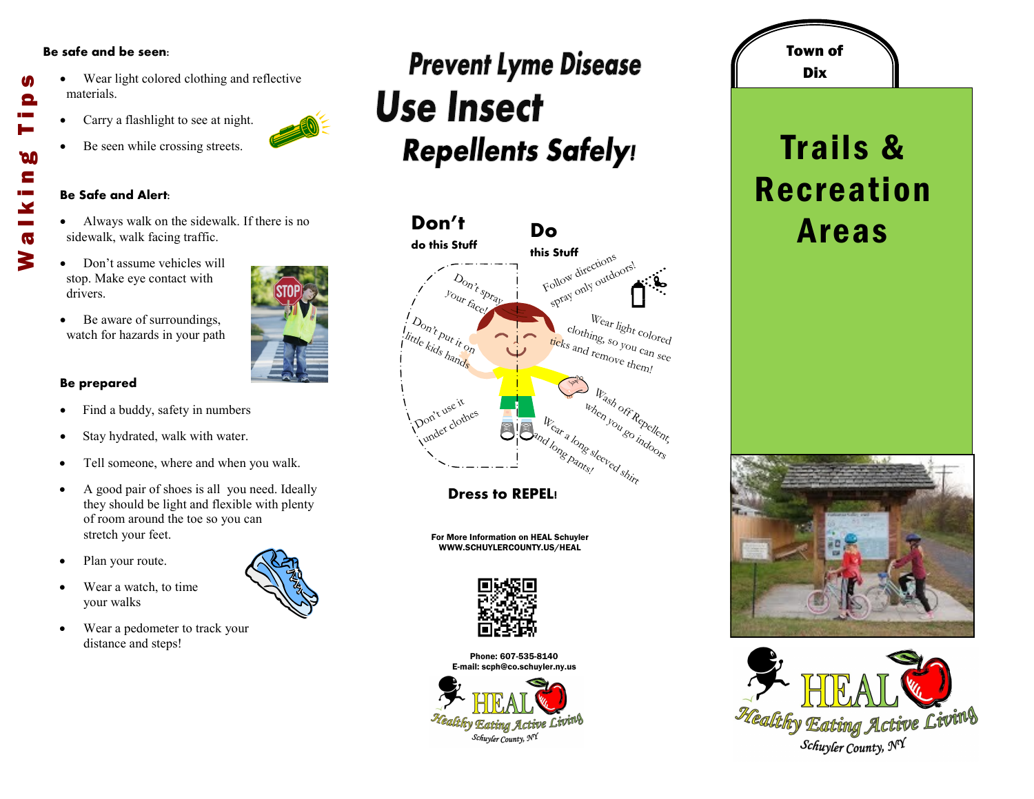# Walking Tips

**Be safe and be seen:**

- Wear light colored clothing and reflective materials.
- Carry a flashlight to see at night.
- Be seen while crossing streets.

**Be Safe and Alert:**

- Always walk on the sidewalk. If there is no sidewalk, walk facing traffic.
- Don't assume vehicles will stop. Make eye contact with drivers.
- Be aware of surroundings, watch for hazards in your path

**Be prepared**

- Find a buddy, safety in numbers
- Stay hydrated, walk with water.
- Tell someone, where and when you walk.
- A good pair of shoes is all you need. Ideally they should be light and flexible with plenty of room around the toe so you can stretch your feet.
- Plan your route.
- Wear a watch, to time your walks
- Wear a pedometer to track your distance and steps!

# Prevent Lyme Disease
# Use Insect Repellents Safely!

**Don't** do this Stuff

- Don't spray your face!
- Don't put it on little kids hands
- Don't use it under clothes

**Do** this Stuff

- Follow directions spray only outdoors!
- Wear light colored clothing, so you can see ticks and remove them!
- Wash off Repellent, when you go indoors
- Wear a long sleeved shirt and long pants!

**Dress to REPEL!**

For More Information on HEAL Schuyler
WWW.SCHUYLERCOUNTY.US/HEAL

Phone: 607-535-8140
E-mail: scph@co.schuyler.ny.us

HEAL Healthy Eating Active Living Schuyler County, NY

**Town of Dix**

# Trails & Recreation Areas

HEAL Healthy Eating Active Living Schuyler County, NY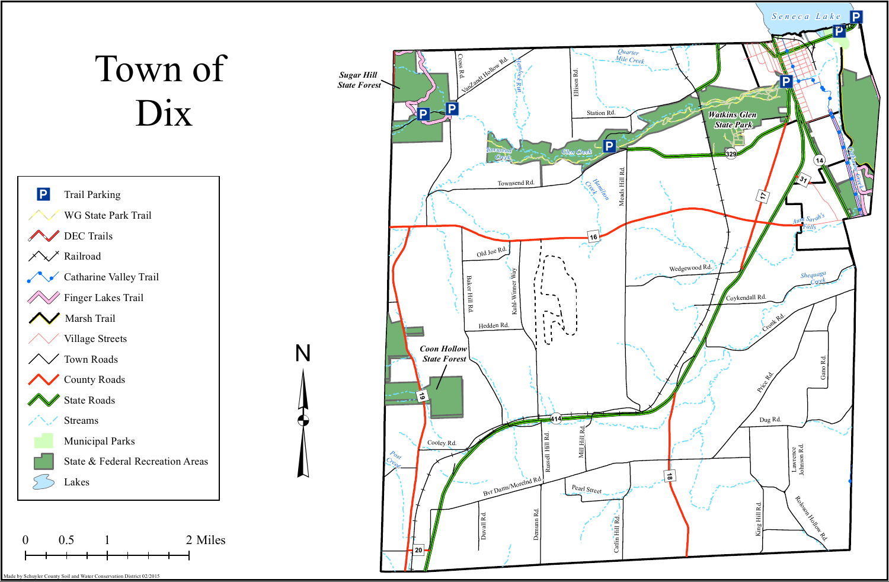# Town of Dix

- Trail Parking
- WG State Park Trail
- DEC Trails
- Railroad
- Catharine Valley Trail
- Finger Lakes Trail
- Marsh Trail
- Village Streets
- Town Roads
- County Roads
- State Roads
- Streams
- Municipal Parks
- State & Federal Recreation Areas
- Lakes

N

0 0.5 1 2 Miles

Seneca Lake

Sugar Hill State Forest

Cross Rd.

VanZandt Hollow Rd.

Hemlock Run

Ellison Rd.

Quarter Mile Creek

Station Rd.

Watkins Glen State Park

Townsend Creek

Glen Creek

Townsend Rd.

Hamilton Creek

Meads Hill Rd.

329

14

31

17

Catharine Creek

Aunt Sarah's Falls

16

Old Joe Rd.

Baker Hill Rd.

Kuhl-Winner Way

Hedden Rd.

Wedgewood Rd.

Shequaga Creek

Coykendall Rd.

Cronk Rd.

Coon Hollow State Forest

19

Price Rd.

Gano Rd.

Dug Rd.

414

Cooley Rd.

Russell Hill Rd.

Mill Hill Rd.

Post Creek

Lawrence Johnson Rd.

18

Bvr Dams/Morelnd Rd.

Pearl Street

Robison Hollow Rd.

Duvall Rd.

Demunn Rd.

Catlin Hill Rd.

King Hill Rd.

20

Made by Schuyler County Soil and Water Conservation District 02/2015